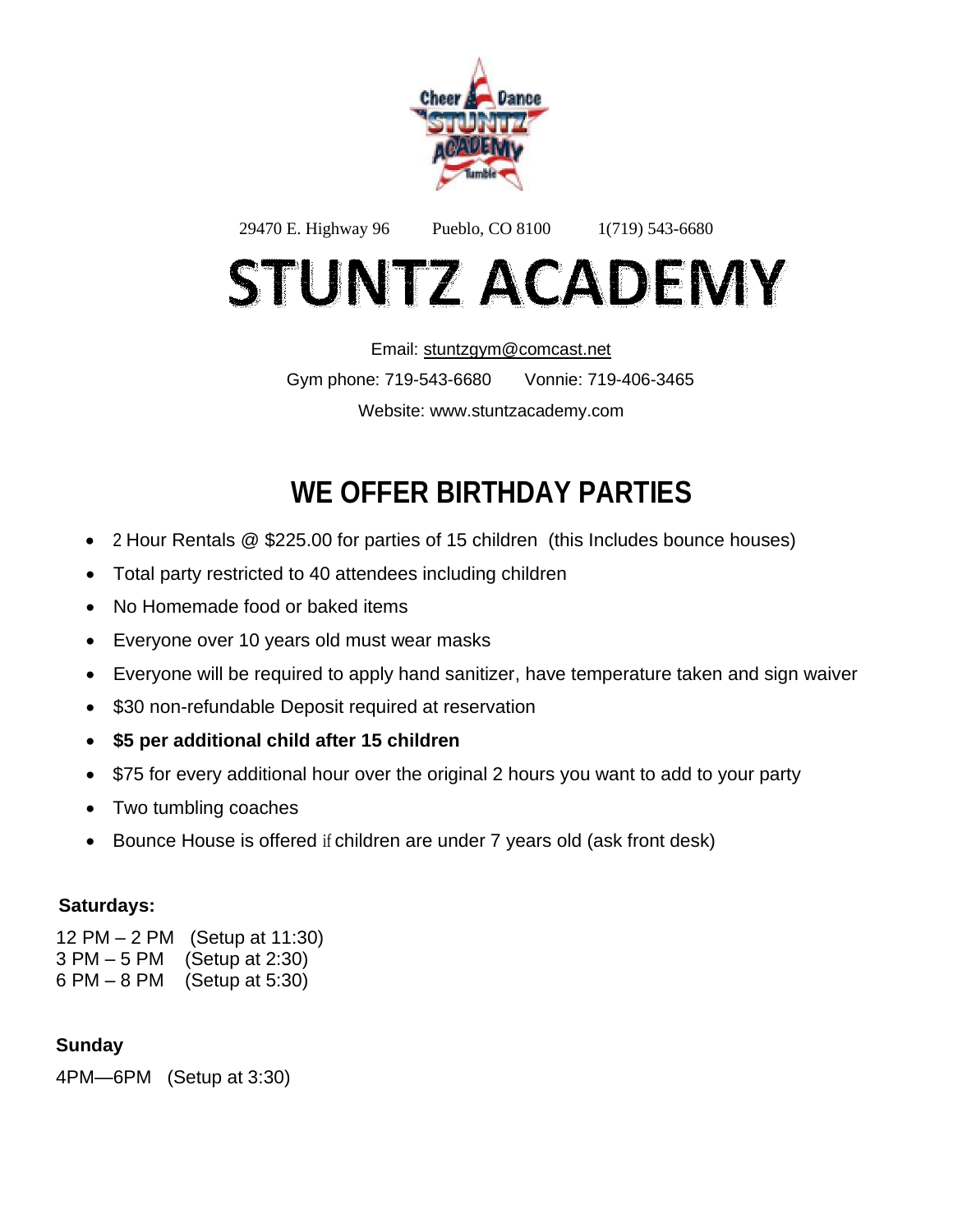29470 E. Highway 96 Pueblo, CO 8100 1(719) 543-6680

# STUNTZ ACADEMY

Email: stuntzgym@comcast.net

Gym phone: 719-543-6680 Vonnie: 719-406-3465

Website: www.stuntzacademy.com

## WE OFFER BIRTHDAY PARTIES

- 2 Hour Rentals @ $225.00 for parties of 15 children (this Includes bounce houses)
- Total party restricted to 40 attendees including children
- No Homemade food or baked items
- Everyone over 10 years old must wear masks
- Everyone will be required to apply hand sanitizer, have temperature taken and sign waiver
- $30 non-refundable Deposit required at reservation
- **$5 per additional child after 15 children**
- $75 for every additional hour over the original 2 hours you want to add to your party
- Two tumbling coaches
- Bounce House is offered if children are under 7 years old (ask front desk)

**Saturdays:**

12 PM – 2 PM (Setup at 11:30)
3 PM – 5 PM (Setup at 2:30)
6 PM – 8 PM (Setup at 5:30)

**Sunday**

4PM—6PM (Setup at 3:30)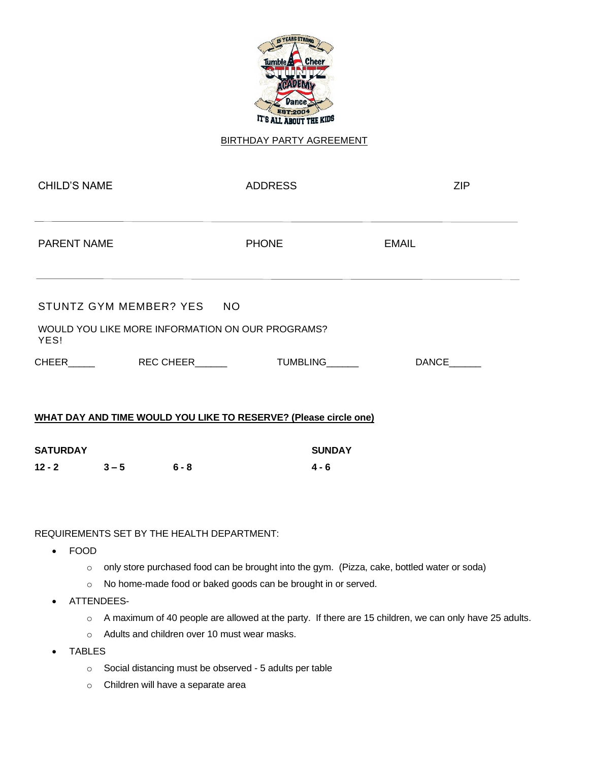BIRTHDAY PARTY AGREEMENT

CHILD'S NAME ADDRESS ZIP

PARENT NAME PHONE EMAIL

STUNTZ GYM MEMBER? YES NO

WOULD YOU LIKE MORE INFORMATION ON OUR PROGRAMS?
YES!

CHEER_____ REC CHEER______ TUMBLING______ DANCE______

**WHAT DAY AND TIME WOULD YOU LIKE TO RESERVE? (Please circle one)**

| **SATURDAY** | | | **SUNDAY** |
|---|---|---|---|
| **12 - 2** | **3 – 5** | **6 - 8** | **4 - 6** |

REQUIREMENTS SET BY THE HEALTH DEPARTMENT:

- FOOD
  - only store purchased food can be brought into the gym. (Pizza, cake, bottled water or soda)
  - No home-made food or baked goods can be brought in or served.
- ATTENDEES-
  - A maximum of 40 people are allowed at the party. If there are 15 children, we can only have 25 adults.
  - Adults and children over 10 must wear masks.
- TABLES
  - Social distancing must be observed - 5 adults per table
  - Children will have a separate area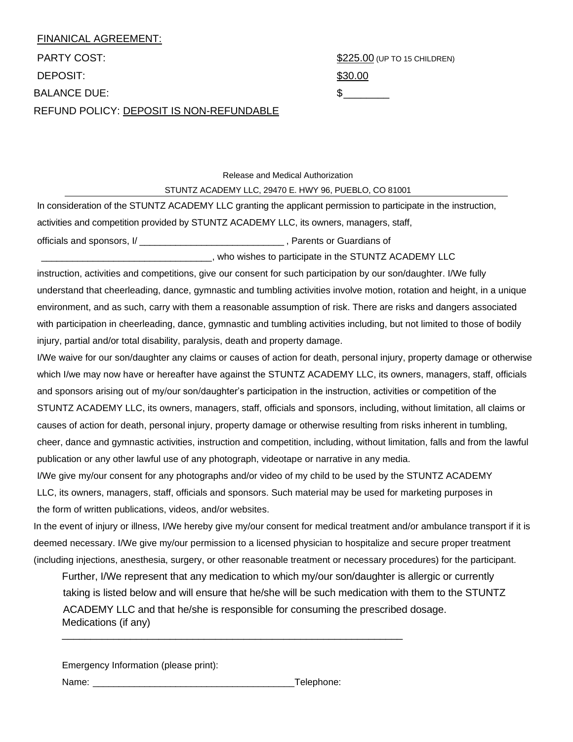FINANICAL AGREEMENT:

| | |
|---|---|
| PARTY COST: | $225.00 (UP TO 15 CHILDREN) |
| DEPOSIT: | $30.00 |
| BALANCE DUE: | $________ |

REFUND POLICY: DEPOSIT IS NON-REFUNDABLE

Release and Medical Authorization

STUNTZ ACADEMY LLC, 29470 E. HWY 96, PUEBLO, CO 81001

In consideration of the STUNTZ ACADEMY LLC granting the applicant permission to participate in the instruction, activities and competition provided by STUNTZ ACADEMY LLC, its owners, managers, staff, officials and sponsors, I/ ____________________________ , Parents or Guardians of _________________________________, who wishes to participate in the STUNTZ ACADEMY LLC instruction, activities and competitions, give our consent for such participation by our son/daughter. I/We fully understand that cheerleading, dance, gymnastic and tumbling activities involve motion, rotation and height, in a unique environment, and as such, carry with them a reasonable assumption of risk. There are risks and dangers associated with participation in cheerleading, dance, gymnastic and tumbling activities including, but not limited to those of bodily injury, partial and/or total disability, paralysis, death and property damage.

I/We waive for our son/daughter any claims or causes of action for death, personal injury, property damage or otherwise which I/we may now have or hereafter have against the STUNTZ ACADEMY LLC, its owners, managers, staff, officials and sponsors arising out of my/our son/daughter's participation in the instruction, activities or competition of the STUNTZ ACADEMY LLC, its owners, managers, staff, officials and sponsors, including, without limitation, all claims or causes of action for death, personal injury, property damage or otherwise resulting from risks inherent in tumbling, cheer, dance and gymnastic activities, instruction and competition, including, without limitation, falls and from the lawful publication or any other lawful use of any photograph, videotape or narrative in any media.

I/We give my/our consent for any photographs and/or video of my child to be used by the STUNTZ ACADEMY LLC, its owners, managers, staff, officials and sponsors. Such material may be used for marketing purposes in the form of written publications, videos, and/or websites.

In the event of injury or illness, I/We hereby give my/our consent for medical treatment and/or ambulance transport if it is deemed necessary. I/We give my/our permission to a licensed physician to hospitalize and secure proper treatment (including injections, anesthesia, surgery, or other reasonable treatment or necessary procedures) for the participant.

Further, I/We represent that any medication to which my/our son/daughter is allergic or currently taking is listed below and will ensure that he/she will be such medication with them to the STUNTZ ACADEMY LLC and that he/she is responsible for consuming the prescribed dosage.

Medications (if any)
_______________________________________________________________

Emergency Information (please print):

Name: ______________________________________Telephone: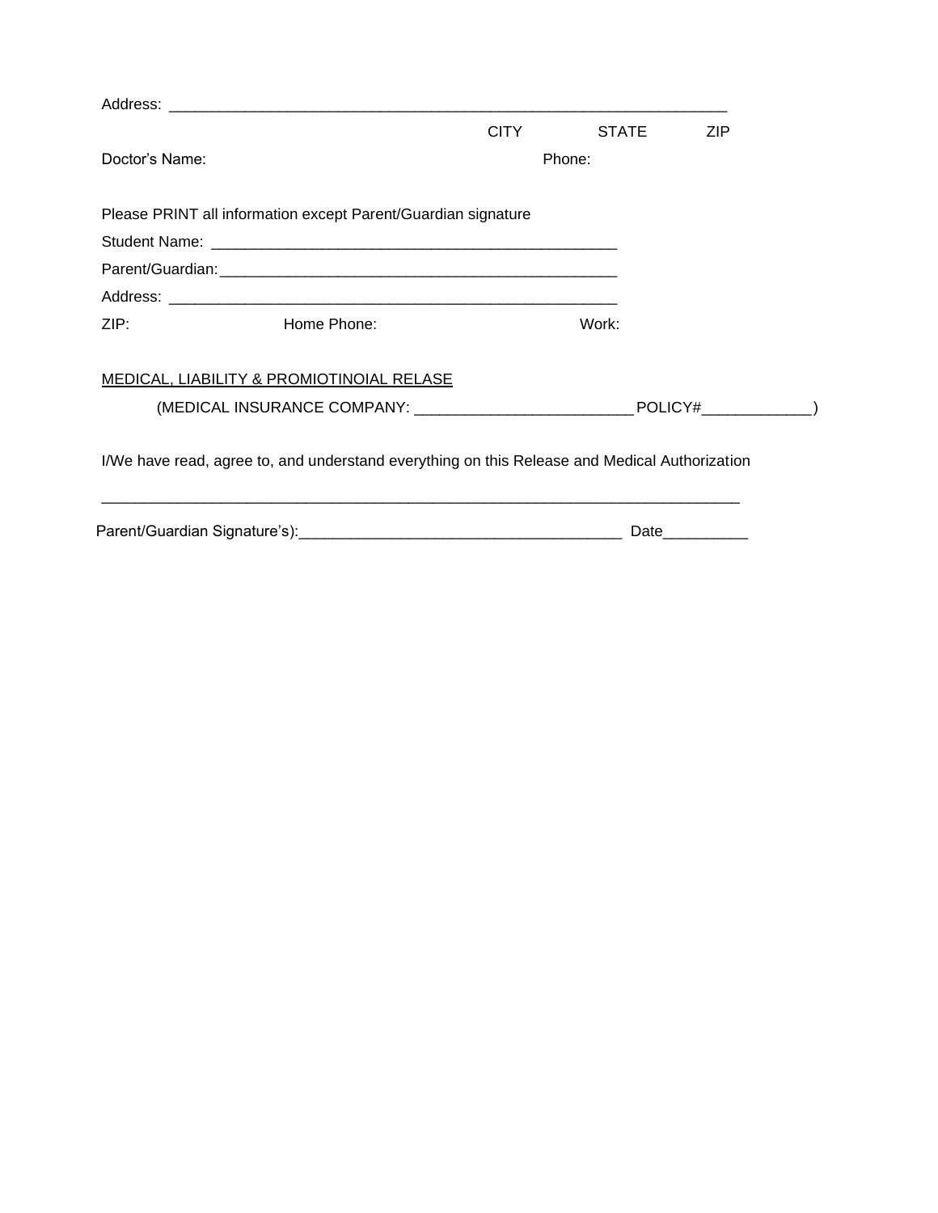Address: ____________________________________________________________________

CITY STATE ZIP

Doctor's Name: Phone:

Please PRINT all information except Parent/Guardian signature

Student Name: ________________________________________________

Parent/Guardian: ________________________________________________

Address: ______________________________________________________

ZIP: Home Phone: Work:

<u>MEDICAL, LIABILITY & PROMIOTINOIAL RELASE</u>

(MEDICAL INSURANCE COMPANY: _________________________ POLICY#____________)

I/We have read, agree to, and understand everything on this Release and Medical Authorization

_____________________________________________________________________________

Parent/Guardian Signature's):_____________________________________ Date__________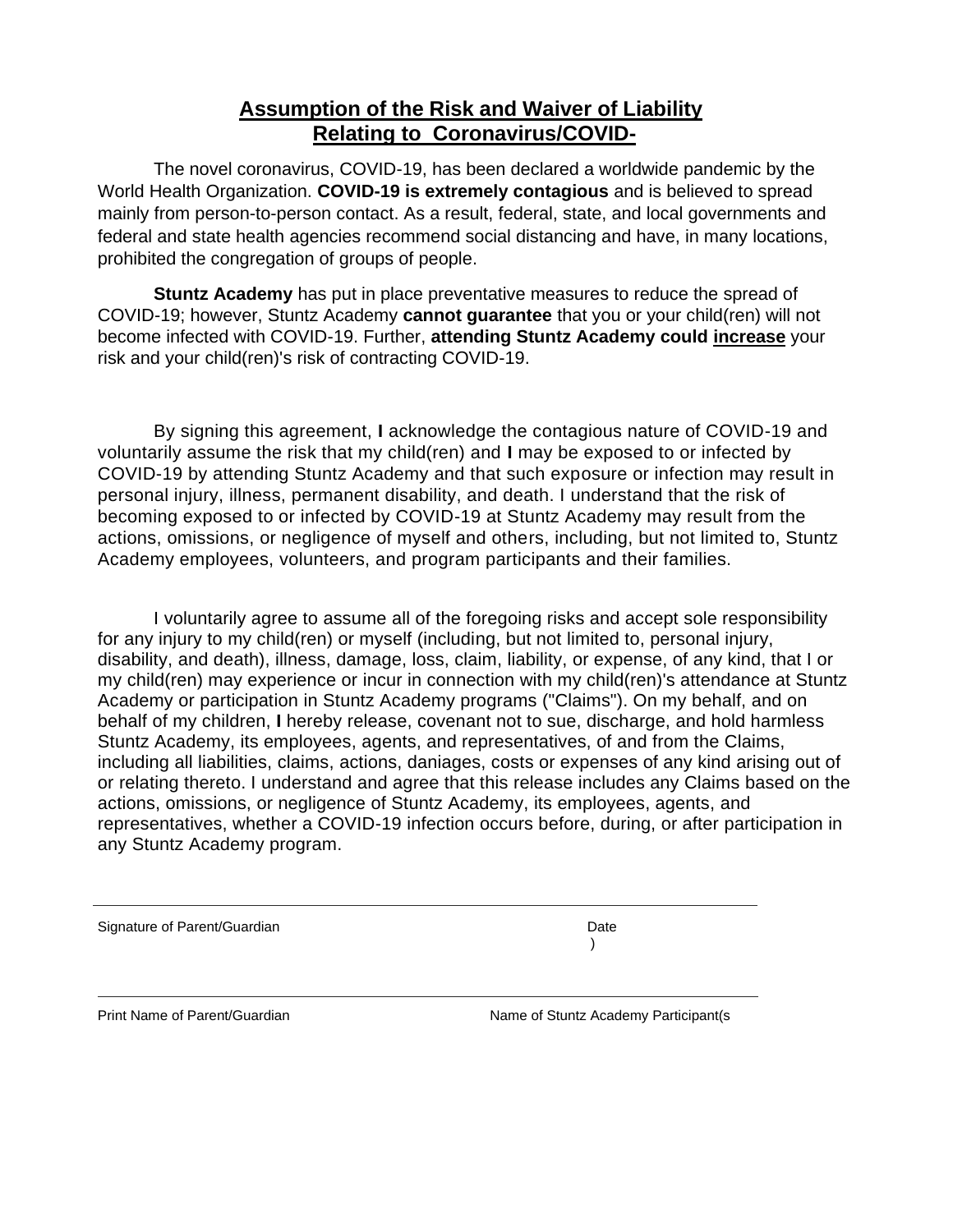## **Assumption of the Risk and Waiver of Liability Relating to Coronavirus/COVID-**

The novel coronavirus, COVID-19, has been declared a worldwide pandemic by the World Health Organization. **COVID-19 is extremely contagious** and is believed to spread mainly from person-to-person contact. As a result, federal, state, and local governments and federal and state health agencies recommend social distancing and have, in many locations, prohibited the congregation of groups of people.

**Stuntz Academy** has put in place preventative measures to reduce the spread of COVID-19; however, Stuntz Academy **cannot guarantee** that you or your child(ren) will not become infected with COVID-19. Further, **attending Stuntz Academy could <u>increase</u>** your risk and your child(ren)'s risk of contracting COVID-19.

By signing this agreement, **I** acknowledge the contagious nature of COVID-19 and voluntarily assume the risk that my child(ren) and **I** may be exposed to or infected by COVID-19 by attending Stuntz Academy and that such exposure or infection may result in personal injury, illness, permanent disability, and death. I understand that the risk of becoming exposed to or infected by COVID-19 at Stuntz Academy may result from the actions, omissions, or negligence of myself and others, including, but not limited to, Stuntz Academy employees, volunteers, and program participants and their families.

I voluntarily agree to assume all of the foregoing risks and accept sole responsibility for any injury to my child(ren) or myself (including, but not limited to, personal injury, disability, and death), illness, damage, loss, claim, liability, or expense, of any kind, that I or my child(ren) may experience or incur in connection with my child(ren)'s attendance at Stuntz Academy or participation in Stuntz Academy programs ("Claims"). On my behalf, and on behalf of my children, **I** hereby release, covenant not to sue, discharge, and hold harmless Stuntz Academy, its employees, agents, and representatives, of and from the Claims, including all liabilities, claims, actions, daniages, costs or expenses of any kind arising out of or relating thereto. I understand and agree that this release includes any Claims based on the actions, omissions, or negligence of Stuntz Academy, its employees, agents, and representatives, whether a COVID-19 infection occurs before, during, or after participation in any Stuntz Academy program.

\_\_\_\_\_\_\_\_\_\_\_\_\_\_\_\_\_\_\_\_\_\_\_\_\_\_\_\_\_\_\_\_\_\_\_\_\_\_\_\_\_\_\_\_\_\_\_\_\_\_\_\_\_\_\_\_\_\_\_\_\_\_\_\_\_\_

Signature of Parent/Guardian                                        Date
                                                                    )

\_\_\_\_\_\_\_\_\_\_\_\_\_\_\_\_\_\_\_\_\_\_\_\_\_\_\_\_\_\_\_\_\_\_\_\_\_\_\_\_\_\_\_\_\_\_\_\_\_\_\_\_\_\_\_\_\_\_\_\_\_\_\_\_\_\_

Print Name of Parent/Guardian                                Name of Stuntz Academy Participant(s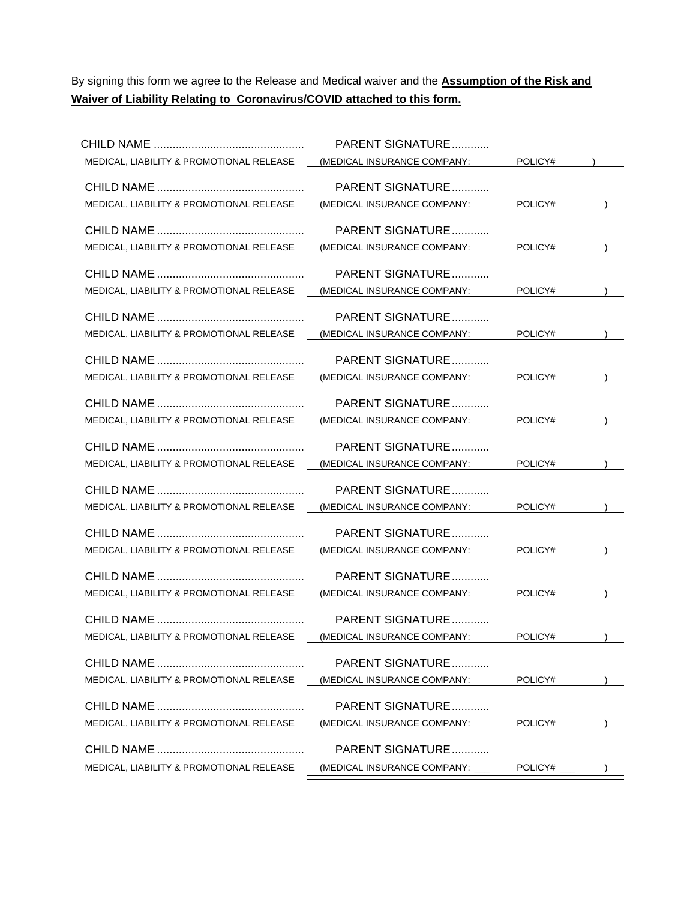By signing this form we agree to the Release and Medical waiver and the **Assumption of the Risk and Waiver of Liability Relating to Coronavirus/COVID attached to this form.**

CHILD NAME ............................................... PARENT SIGNATURE............
MEDICAL, LIABILITY & PROMOTIONAL RELEASE (MEDICAL INSURANCE COMPANY: POLICY# )

CHILD NAME ............................................... PARENT SIGNATURE............
MEDICAL, LIABILITY & PROMOTIONAL RELEASE (MEDICAL INSURANCE COMPANY: POLICY# )

CHILD NAME ............................................... PARENT SIGNATURE............
MEDICAL, LIABILITY & PROMOTIONAL RELEASE (MEDICAL INSURANCE COMPANY: POLICY# )

CHILD NAME ............................................... PARENT SIGNATURE............
MEDICAL, LIABILITY & PROMOTIONAL RELEASE (MEDICAL INSURANCE COMPANY: POLICY# )

CHILD NAME ............................................... PARENT SIGNATURE............
MEDICAL, LIABILITY & PROMOTIONAL RELEASE (MEDICAL INSURANCE COMPANY: POLICY# )

CHILD NAME ............................................... PARENT SIGNATURE............
MEDICAL, LIABILITY & PROMOTIONAL RELEASE (MEDICAL INSURANCE COMPANY: POLICY# )

CHILD NAME ............................................... PARENT SIGNATURE............
MEDICAL, LIABILITY & PROMOTIONAL RELEASE (MEDICAL INSURANCE COMPANY: POLICY# )

CHILD NAME ............................................... PARENT SIGNATURE............
MEDICAL, LIABILITY & PROMOTIONAL RELEASE (MEDICAL INSURANCE COMPANY: POLICY# )

CHILD NAME ............................................... PARENT SIGNATURE............
MEDICAL, LIABILITY & PROMOTIONAL RELEASE (MEDICAL INSURANCE COMPANY: POLICY# )

CHILD NAME ............................................... PARENT SIGNATURE............
MEDICAL, LIABILITY & PROMOTIONAL RELEASE (MEDICAL INSURANCE COMPANY: POLICY# )

CHILD NAME ............................................... PARENT SIGNATURE............
MEDICAL, LIABILITY & PROMOTIONAL RELEASE (MEDICAL INSURANCE COMPANY: POLICY# )

CHILD NAME ............................................... PARENT SIGNATURE............
MEDICAL, LIABILITY & PROMOTIONAL RELEASE (MEDICAL INSURANCE COMPANY: POLICY# )

CHILD NAME ............................................... PARENT SIGNATURE............
MEDICAL, LIABILITY & PROMOTIONAL RELEASE (MEDICAL INSURANCE COMPANY: POLICY# )

CHILD NAME ............................................... PARENT SIGNATURE............
MEDICAL, LIABILITY & PROMOTIONAL RELEASE (MEDICAL INSURANCE COMPANY: POLICY# )

CHILD NAME ............................................... PARENT SIGNATURE............
MEDICAL, LIABILITY & PROMOTIONAL RELEASE (MEDICAL INSURANCE COMPANY: ___ POLICY# ___ )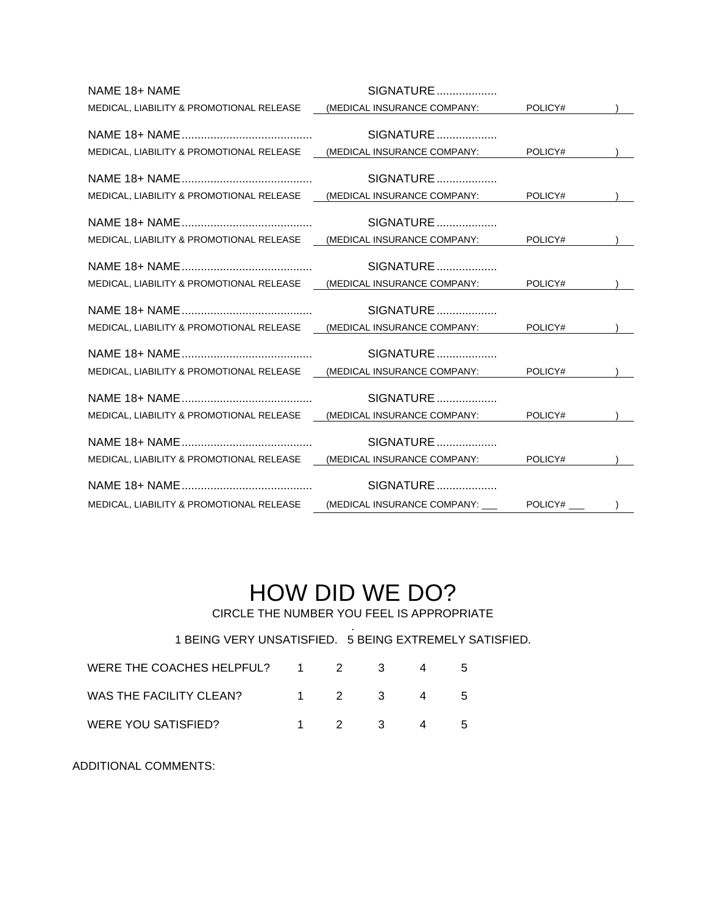NAME 18+ NAME SIGNATURE...................

MEDICAL, LIABILITY & PROMOTIONAL RELEASE (MEDICAL INSURANCE COMPANY: POLICY# )

NAME 18+ NAME......................................... SIGNATURE...................

MEDICAL, LIABILITY & PROMOTIONAL RELEASE (MEDICAL INSURANCE COMPANY: POLICY# )

NAME 18+ NAME......................................... SIGNATURE...................

MEDICAL, LIABILITY & PROMOTIONAL RELEASE (MEDICAL INSURANCE COMPANY: POLICY# )

NAME 18+ NAME......................................... SIGNATURE...................

MEDICAL, LIABILITY & PROMOTIONAL RELEASE (MEDICAL INSURANCE COMPANY: POLICY# )

NAME 18+ NAME......................................... SIGNATURE...................

MEDICAL, LIABILITY & PROMOTIONAL RELEASE (MEDICAL INSURANCE COMPANY: POLICY# )

NAME 18+ NAME......................................... SIGNATURE...................

MEDICAL, LIABILITY & PROMOTIONAL RELEASE (MEDICAL INSURANCE COMPANY: POLICY# )

NAME 18+ NAME......................................... SIGNATURE...................

MEDICAL, LIABILITY & PROMOTIONAL RELEASE (MEDICAL INSURANCE COMPANY: POLICY# )

NAME 18+ NAME......................................... SIGNATURE...................

MEDICAL, LIABILITY & PROMOTIONAL RELEASE (MEDICAL INSURANCE COMPANY: POLICY# )

NAME 18+ NAME......................................... SIGNATURE...................

MEDICAL, LIABILITY & PROMOTIONAL RELEASE (MEDICAL INSURANCE COMPANY: POLICY# )

NAME 18+ NAME......................................... SIGNATURE...................

MEDICAL, LIABILITY & PROMOTIONAL RELEASE (MEDICAL INSURANCE COMPANY: ___ POLICY# ___ )

# HOW DID WE DO?

CIRCLE THE NUMBER YOU FEEL IS APPROPRIATE

1 BEING VERY UNSATISFIED. 5 BEING EXTREMELY SATISFIED.

| | | | | | |
|---|---|---|---|---|---|
| WERE THE COACHES HELPFUL? | 1 | 2 | 3 | 4 | 5 |
| WAS THE FACILITY CLEAN? | 1 | 2 | 3 | 4 | 5 |
| WERE YOU SATISFIED? | 1 | 2 | 3 | 4 | 5 |

ADDITIONAL COMMENTS: